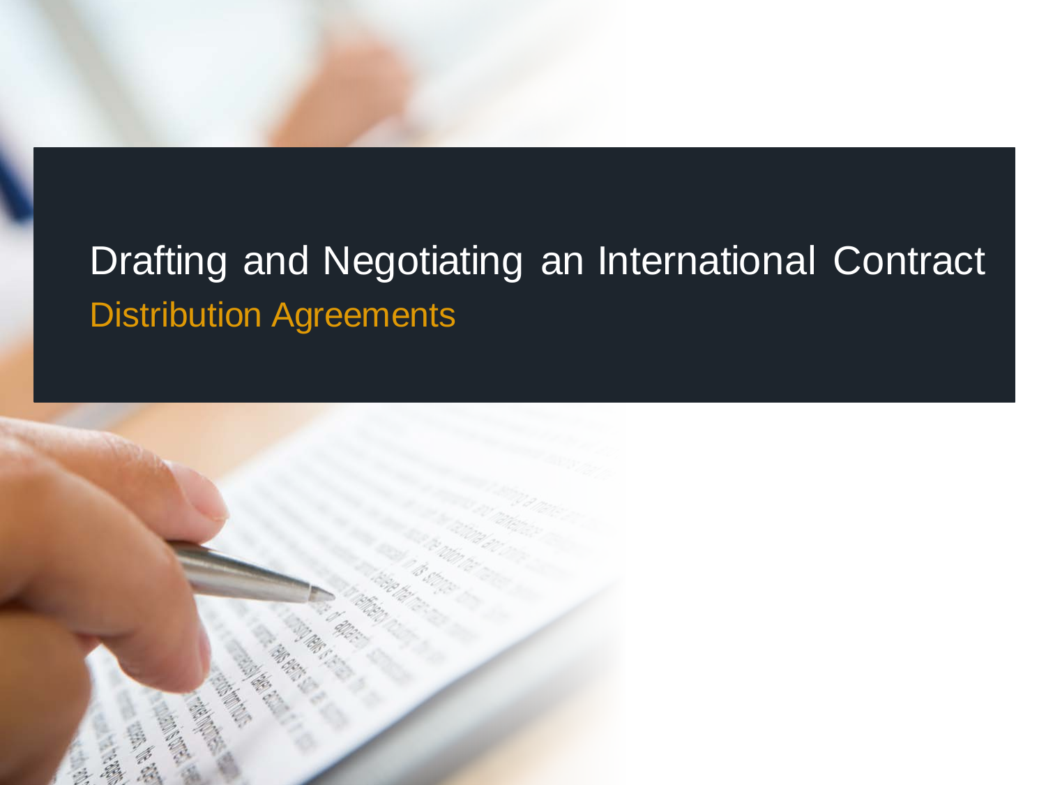# Drafting and Negotiating an International Contract

## Distribution Agreements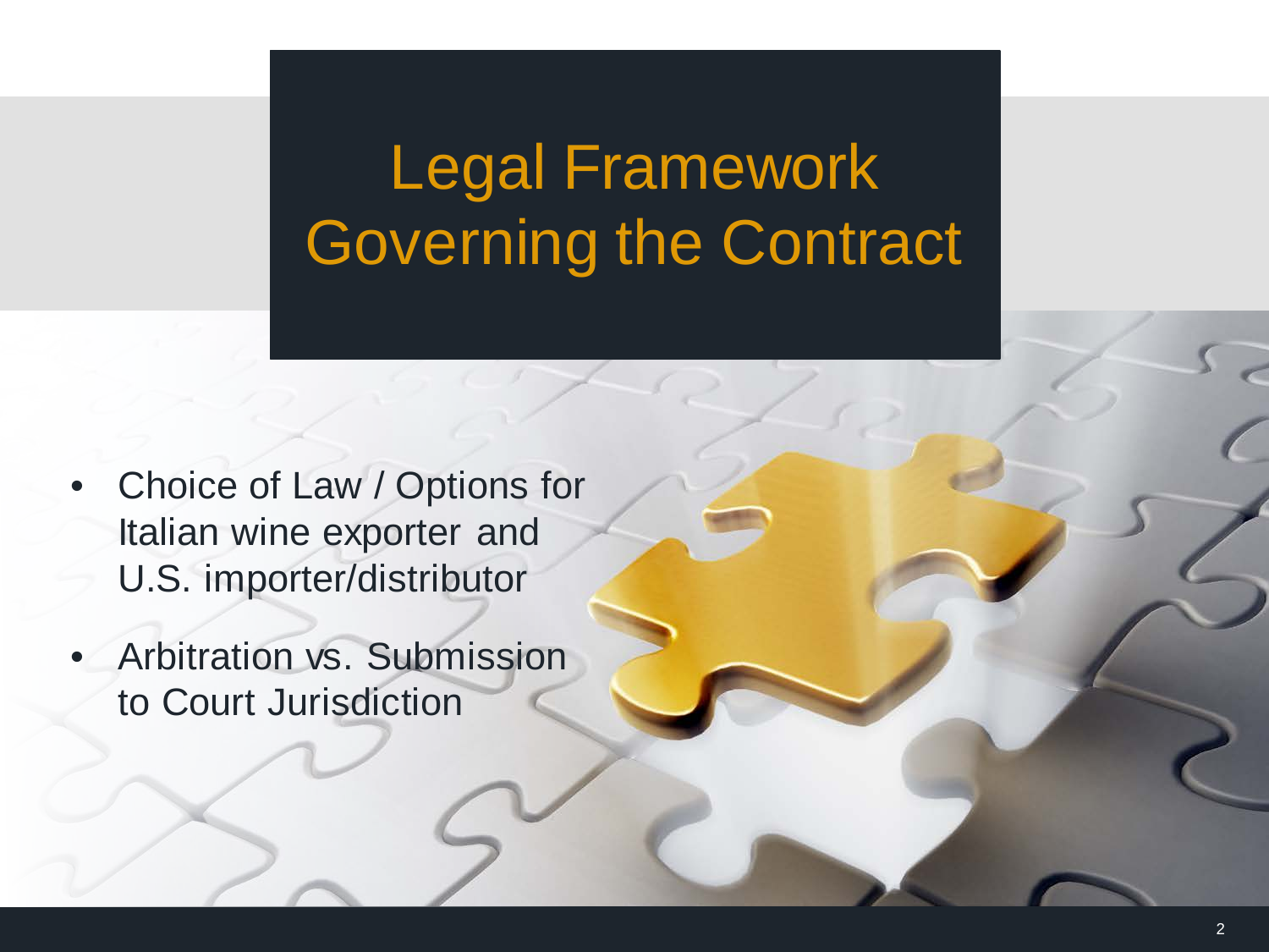# Legal Framework Governing the Contract

- Choice of Law / Options for Italian wine exporter and U.S. importer/distributor
- Arbitration vs. Submission to Court Jurisdiction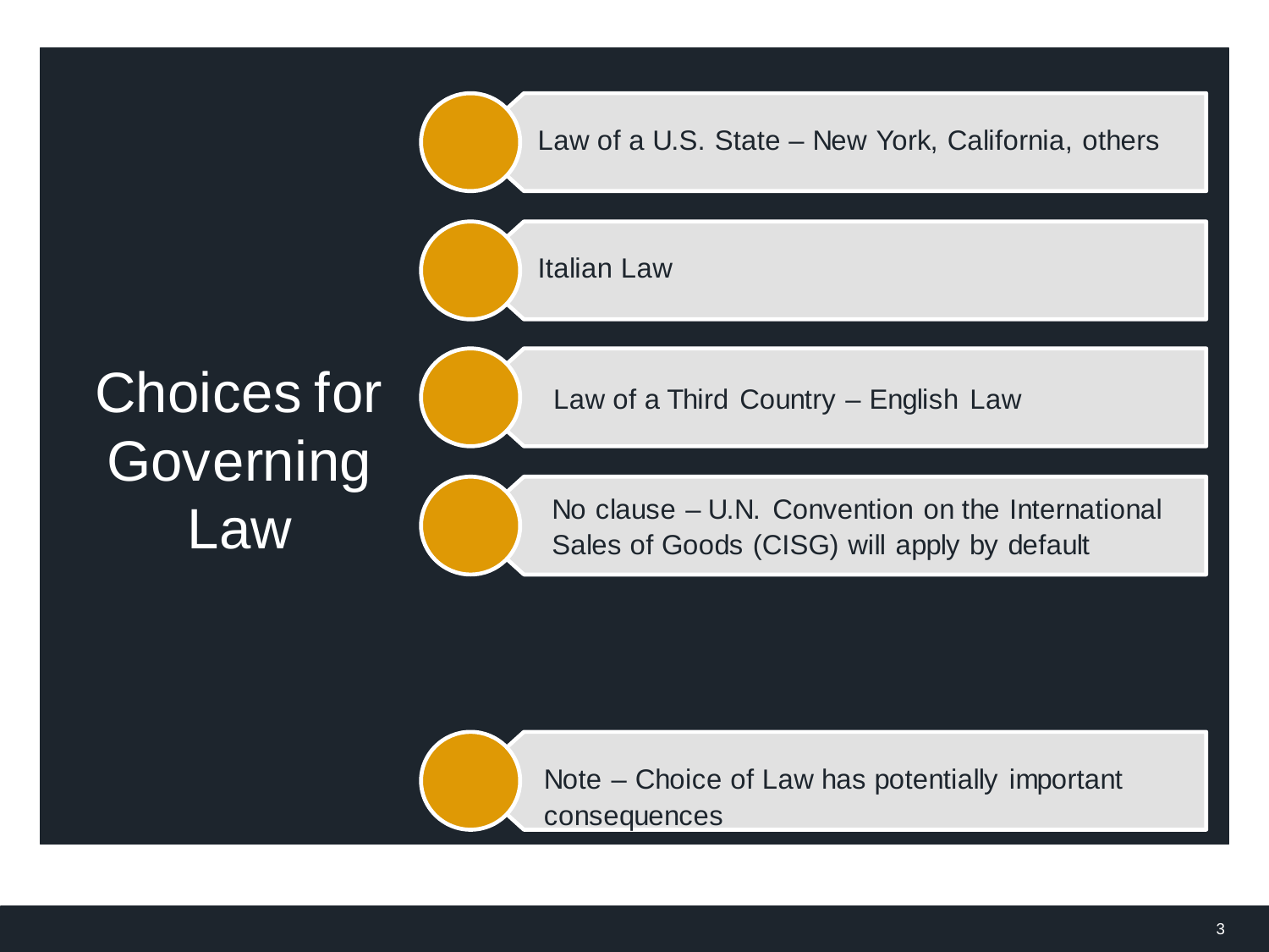# Choices for Governing Law

- Law of a U.S. State – New York, California, others
- Italian Law
- Law of a Third Country – English Law
- No clause – U.N. Convention on the International Sales of Goods (CISG) will apply by default

- Note – Choice of Law has potentially important consequences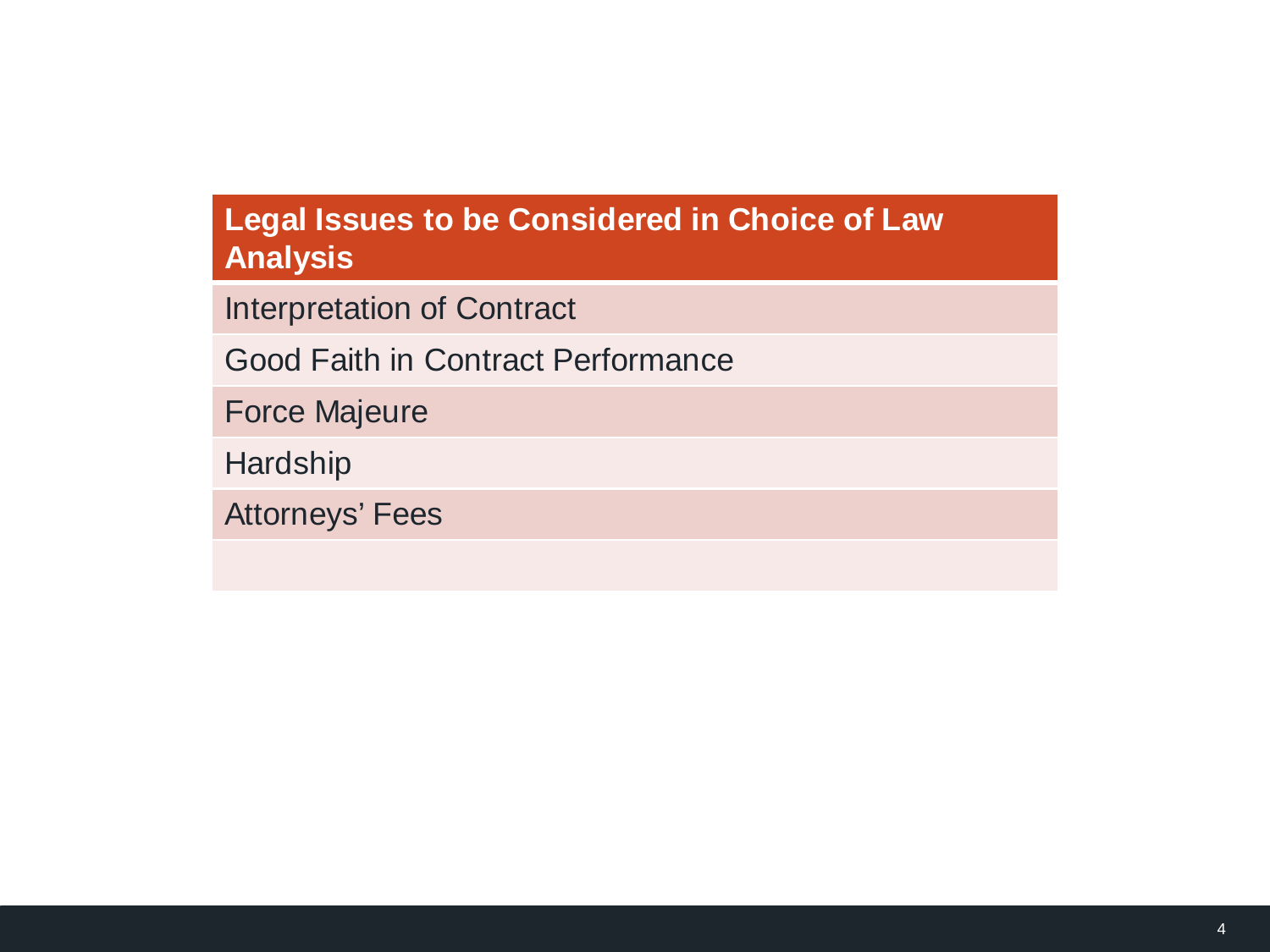| Legal Issues to be Considered in Choice of Law Analysis |
| --- |
| Interpretation of Contract |
| Good Faith in Contract Performance |
| Force Majeure |
| Hardship |
| Attorneys' Fees |
| |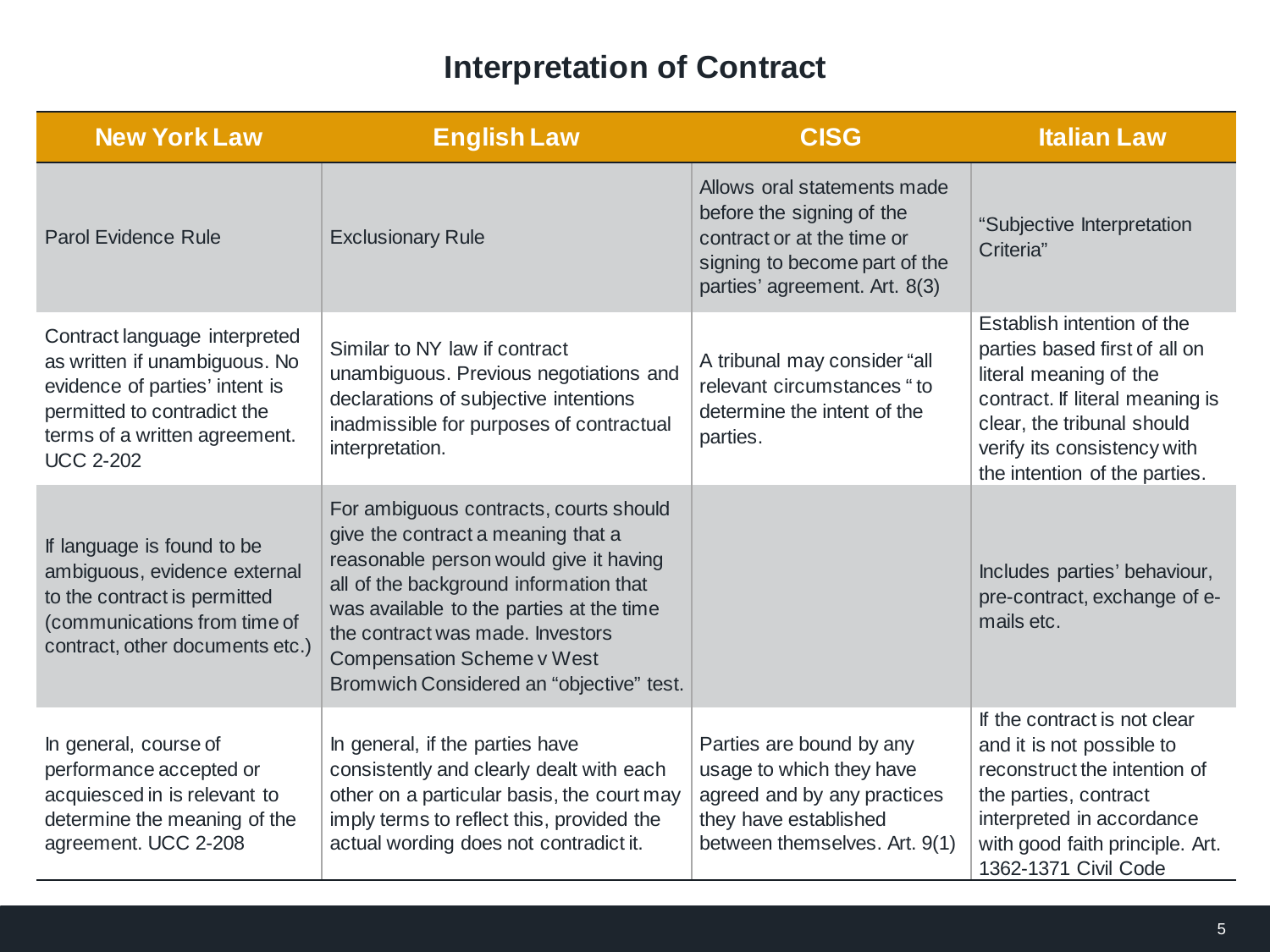# Interpretation of Contract

| New York Law | English Law | CISG | Italian Law |
|---|---|---|---|
| Parol Evidence Rule | Exclusionary Rule | Allows oral statements made before the signing of the contract or at the time or signing to become part of the parties' agreement. Art. 8(3) | "Subjective Interpretation Criteria" |
| Contract language interpreted as written if unambiguous. No evidence of parties' intent is permitted to contradict the terms of a written agreement. UCC 2-202 | Similar to NY law if contract unambiguous. Previous negotiations and declarations of subjective intentions inadmissible for purposes of contractual interpretation. | A tribunal may consider "all relevant circumstances " to determine the intent of the parties. | Establish intention of the parties based first of all on literal meaning of the contract. If literal meaning is clear, the tribunal should verify its consistency with the intention of the parties. |
| If language is found to be ambiguous, evidence external to the contract is permitted (communications from time of contract, other documents etc.) | For ambiguous contracts, courts should give the contract a meaning that a reasonable person would give it having all of the background information that was available to the parties at the time the contract was made. Investors Compensation Scheme v West Bromwich Considered an "objective" test. | | Includes parties' behaviour, pre-contract, exchange of e-mails etc. |
| In general, course of performance accepted or acquiesced in is relevant to determine the meaning of the agreement. UCC 2-208 | In general, if the parties have consistently and clearly dealt with each other on a particular basis, the court may imply terms to reflect this, provided the actual wording does not contradict it. | Parties are bound by any usage to which they have agreed and by any practices they have established between themselves. Art. 9(1) | If the contract is not clear and it is not possible to reconstruct the intention of the parties, contract interpreted in accordance with good faith principle. Art. 1362-1371 Civil Code |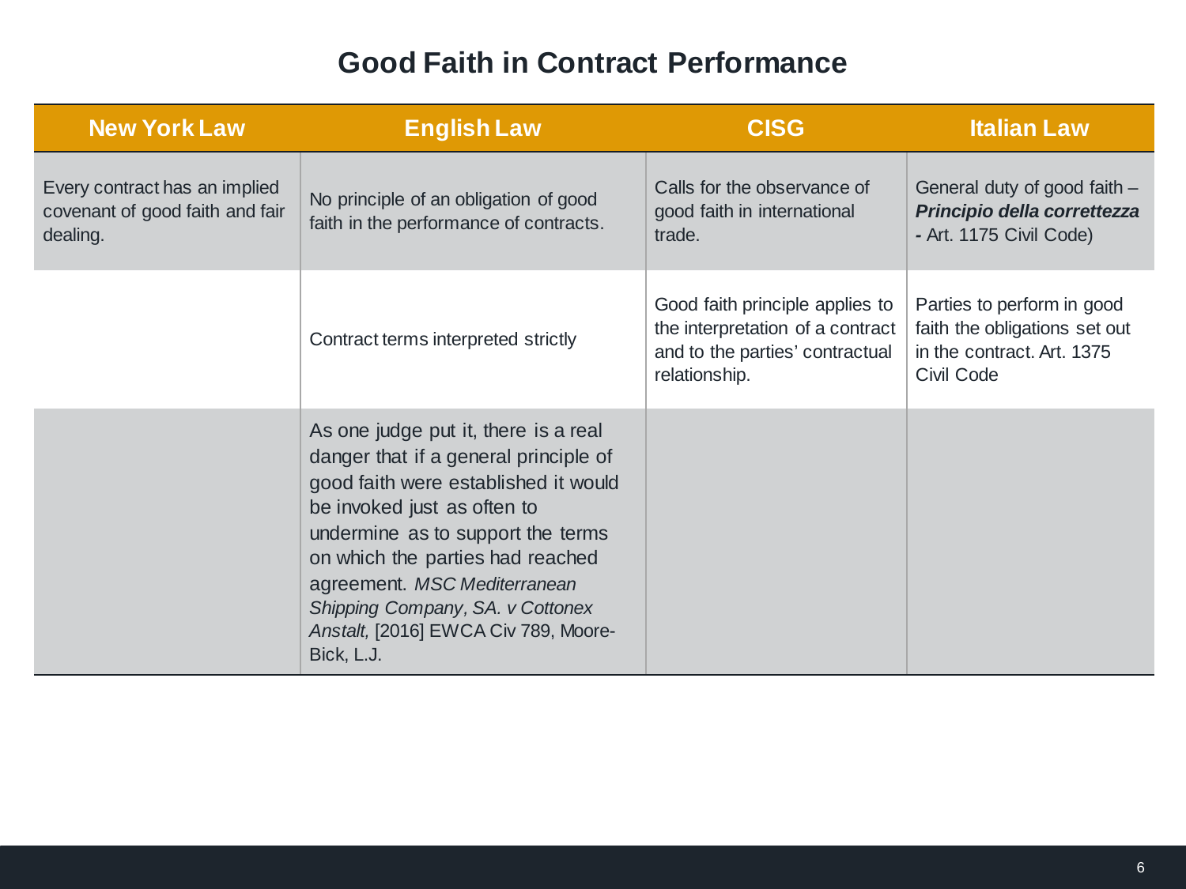# Good Faith in Contract Performance

| New York Law | English Law | CISG | Italian Law |
|---|---|---|---|
| Every contract has an implied covenant of good faith and fair dealing. | No principle of an obligation of good faith in the performance of contracts. | Calls for the observance of good faith in international trade. | General duty of good faith – ***Principio della correttezza*** **-** Art. 1175 Civil Code) |
| | Contract terms interpreted strictly | Good faith principle applies to the interpretation of a contract and to the parties' contractual relationship. | Parties to perform in good faith the obligations set out in the contract. Art. 1375 Civil Code |
| | As one judge put it, there is a real danger that if a general principle of good faith were established it would be invoked just as often to undermine as to support the terms on which the parties had reached agreement. *MSC Mediterranean Shipping Company, SA. v Cottonex Anstalt,* [2016] EWCA Civ 789, Moore-Bick, L.J. | | |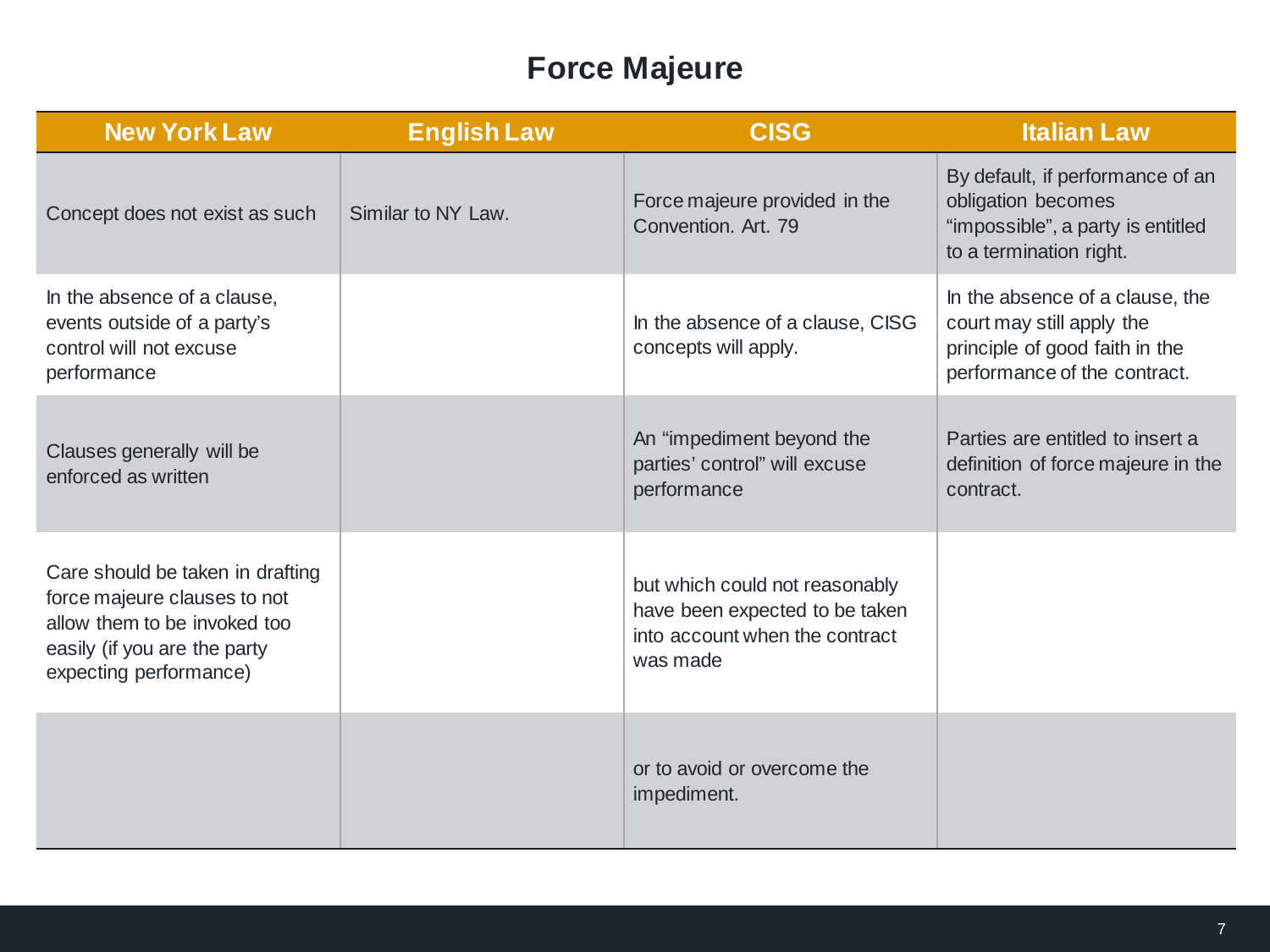# Force Majeure

| New York Law | English Law | CISG | Italian Law |
|---|---|---|---|
| Concept does not exist as such | Similar to NY Law. | Force majeure provided in the Convention. Art. 79 | By default, if performance of an obligation becomes "impossible", a party is entitled to a termination right. |
| In the absence of a clause, events outside of a party's control will not excuse performance | | In the absence of a clause, CISG concepts will apply. | In the absence of a clause, the court may still apply the principle of good faith in the performance of the contract. |
| Clauses generally will be enforced as written | | An "impediment beyond the parties' control" will excuse performance | Parties are entitled to insert a definition of force majeure in the contract. |
| Care should be taken in drafting force majeure clauses to not allow them to be invoked too easily (if you are the party expecting performance) | | but which could not reasonably have been expected to be taken into account when the contract was made | |
| | | or to avoid or overcome the impediment. | |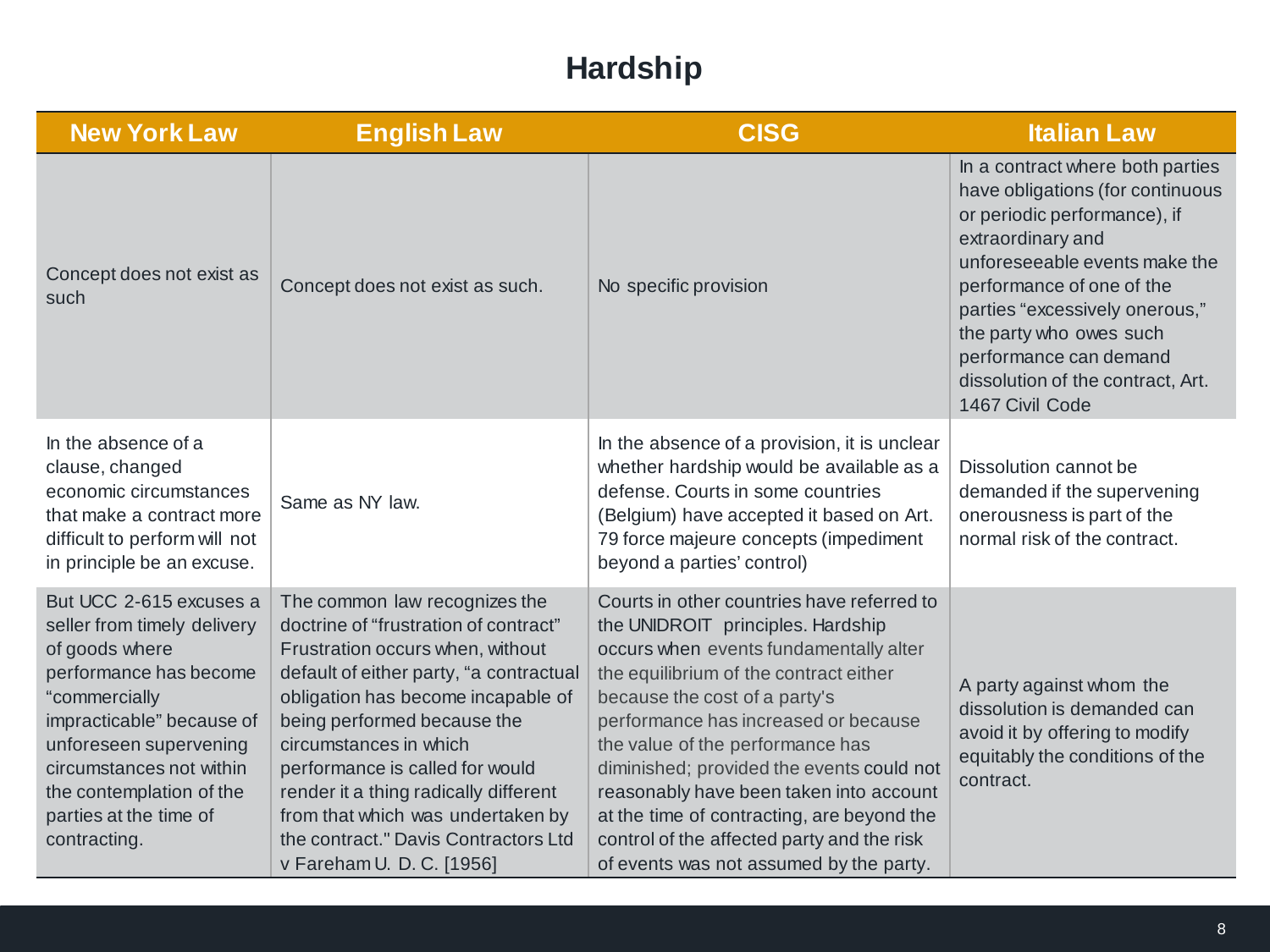# Hardship

| New York Law | English Law | CISG | Italian Law |
|---|---|---|---|
| Concept does not exist as such | Concept does not exist as such. | No specific provision | In a contract where both parties have obligations (for continuous or periodic performance), if extraordinary and unforeseeable events make the performance of one of the parties “excessively onerous,” the party who owes such performance can demand dissolution of the contract, Art. 1467 Civil Code |
| In the absence of a clause, changed economic circumstances that make a contract more difficult to perform will not in principle be an excuse. | Same as NY law. | In the absence of a provision, it is unclear whether hardship would be available as a defense. Courts in some countries (Belgium) have accepted it based on Art. 79 force majeure concepts (impediment beyond a parties’ control) | Dissolution cannot be demanded if the supervening onerousness is part of the normal risk of the contract. |
| But UCC 2-615 excuses a seller from timely delivery of goods where performance has become “commercially impracticable” because of unforeseen supervening circumstances not within the contemplation of the parties at the time of contracting. | The common law recognizes the doctrine of “frustration of contract” Frustration occurs when, without default of either party, “a contractual obligation has become incapable of being performed because the circumstances in which performance is called for would render it a thing radically different from that which was undertaken by the contract." Davis Contractors Ltd v Fareham U. D. C. [1956] | Courts in other countries have referred to the UNIDROIT principles. Hardship occurs when events fundamentally alter the equilibrium of the contract either because the cost of a party's performance has increased or because the value of the performance has diminished; provided the events could not reasonably have been taken into account at the time of contracting, are beyond the control of the affected party and the risk of events was not assumed by the party. | A party against whom the dissolution is demanded can avoid it by offering to modify equitably the conditions of the contract. |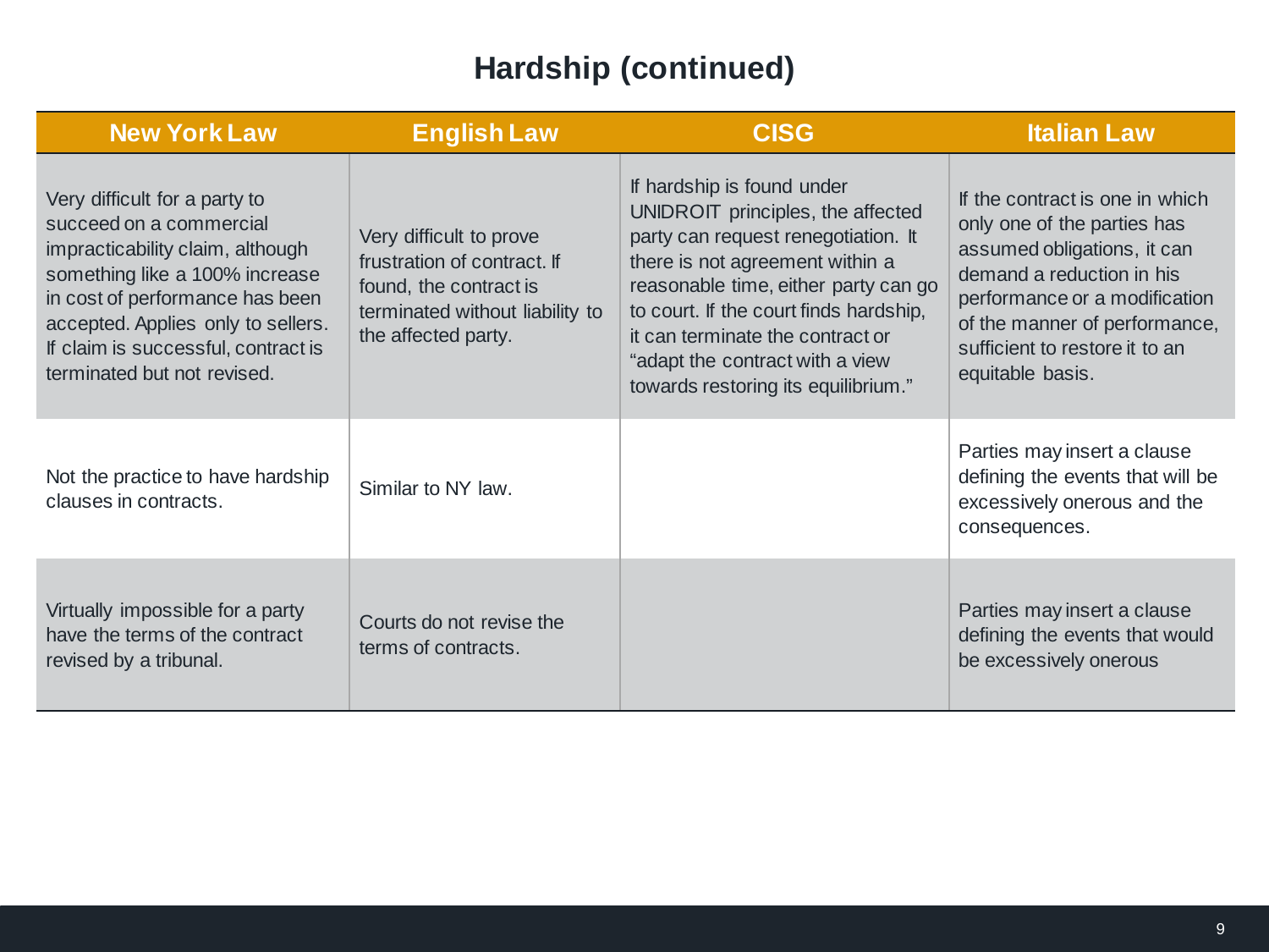# Hardship (continued)

| New York Law | English Law | CISG | Italian Law |
|---|---|---|---|
| Very difficult for a party to succeed on a commercial impracticability claim, although something like a 100% increase in cost of performance has been accepted. Applies only to sellers. If claim is successful, contract is terminated but not revised. | Very difficult to prove frustration of contract. If found, the contract is terminated without liability to the affected party. | If hardship is found under UNIDROIT principles, the affected party can request renegotiation. It there is not agreement within a reasonable time, either party can go to court. If the court finds hardship, it can terminate the contract or "adapt the contract with a view towards restoring its equilibrium." | If the contract is one in which only one of the parties has assumed obligations, it can demand a reduction in his performance or a modification of the manner of performance, sufficient to restore it to an equitable basis. |
| Not the practice to have hardship clauses in contracts. | Similar to NY law. | | Parties may insert a clause defining the events that will be excessively onerous and the consequences. |
| Virtually impossible for a party have the terms of the contract revised by a tribunal. | Courts do not revise the terms of contracts. | | Parties may insert a clause defining the events that would be excessively onerous |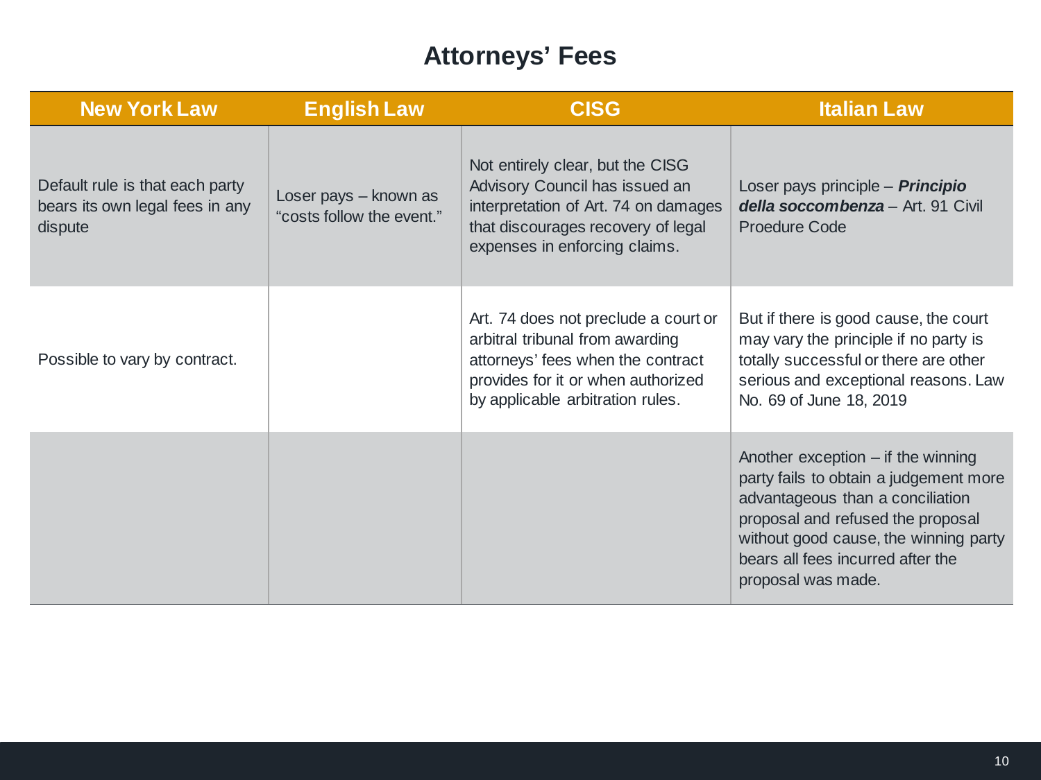# Attorneys' Fees

| New York Law | English Law | CISG | Italian Law |
|---|---|---|---|
| Default rule is that each party bears its own legal fees in any dispute | Loser pays – known as "costs follow the event." | Not entirely clear, but the CISG Advisory Council has issued an interpretation of Art. 74 on damages that discourages recovery of legal expenses in enforcing claims. | Loser pays principle – ***Principio della soccombenza*** – Art. 91 Civil Proedure Code |
| Possible to vary by contract. | | Art. 74 does not preclude a court or arbitral tribunal from awarding attorneys' fees when the contract provides for it or when authorized by applicable arbitration rules. | But if there is good cause, the court may vary the principle if no party is totally successful or there are other serious and exceptional reasons. Law No. 69 of June 18, 2019 |
| | | | Another exception – if the winning party fails to obtain a judgement more advantageous than a conciliation proposal and refused the proposal without good cause, the winning party bears all fees incurred after the proposal was made. |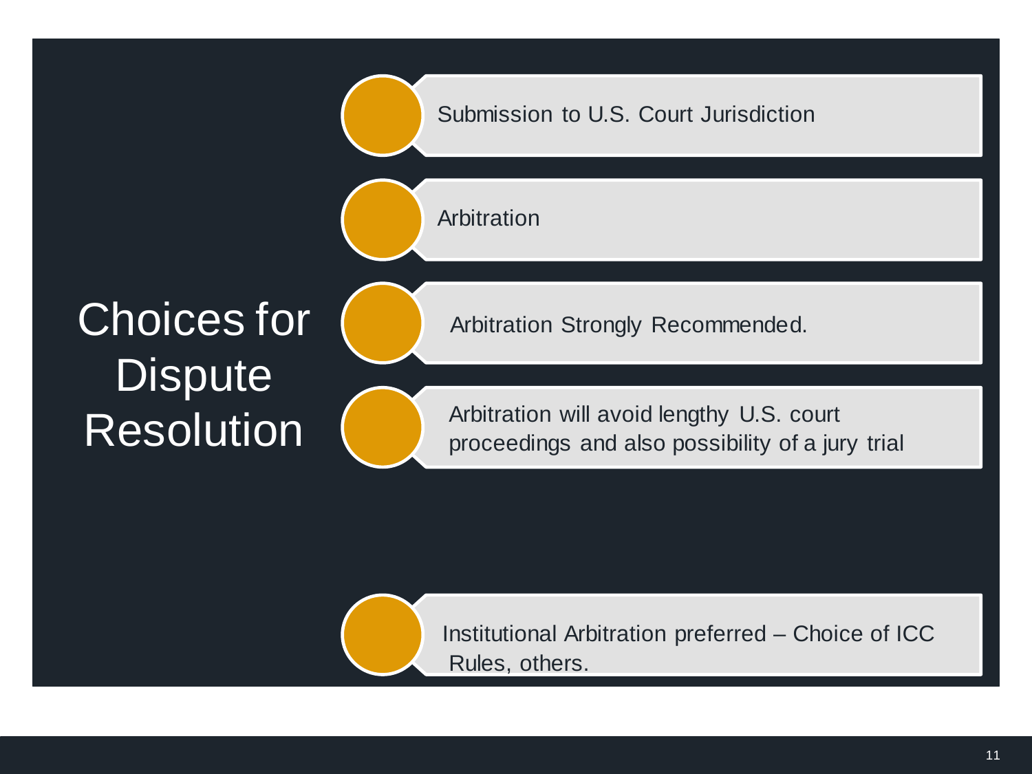# Choices for Dispute Resolution

- Submission to U.S. Court Jurisdiction
- Arbitration
- Arbitration Strongly Recommended.
- Arbitration will avoid lengthy U.S. court proceedings and also possibility of a jury trial
- Institutional Arbitration preferred – Choice of ICC Rules, others.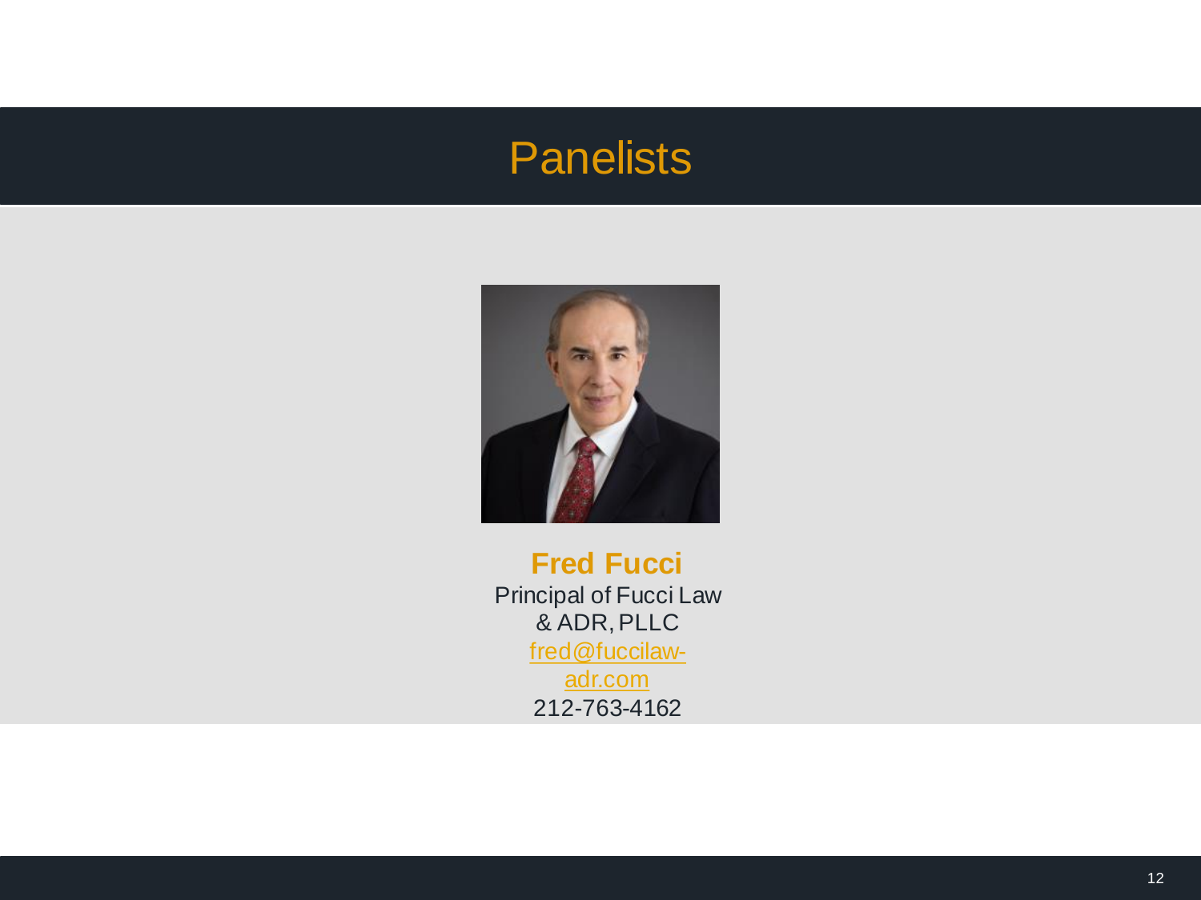# Panelists

**Fred Fucci**

Principal of Fucci Law & ADR, PLLC

fred@fuccilaw-adr.com

212-763-4162